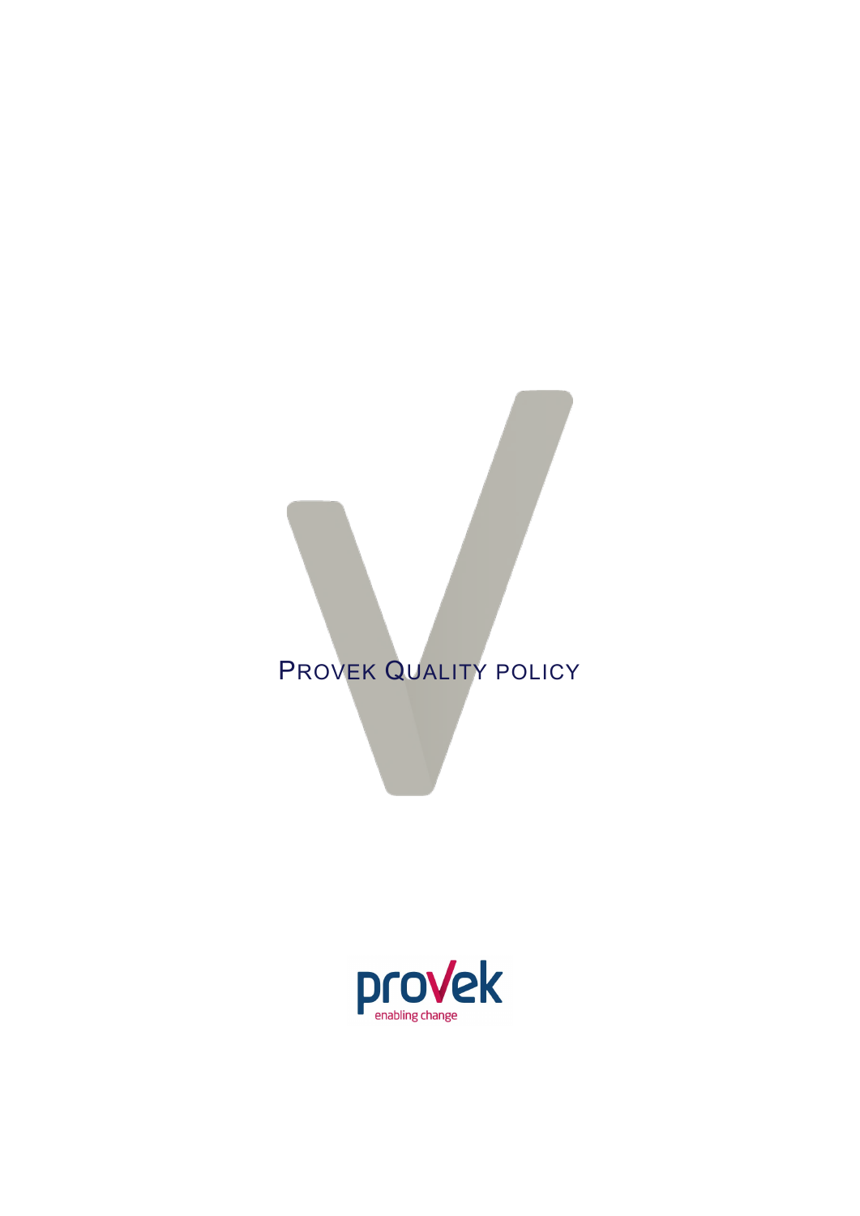# PROVEK QUALITY POLICY

provek

enabling change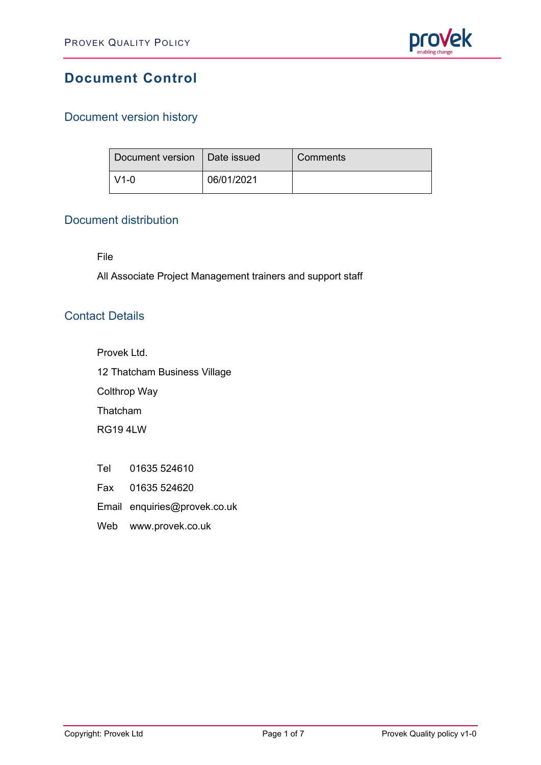# Document Control

## Document version history

| Document version | Date issued | Comments |
|---|---|---|
| V1-0 | 06/01/2021 | |

## Document distribution

File

All Associate Project Management trainers and support staff

## Contact Details

Provek Ltd.

12 Thatcham Business Village

Colthrop Way

Thatcham

RG19 4LW

Tel 01635 524610

Fax 01635 524620

Email enquiries@provek.co.uk

Web www.provek.co.uk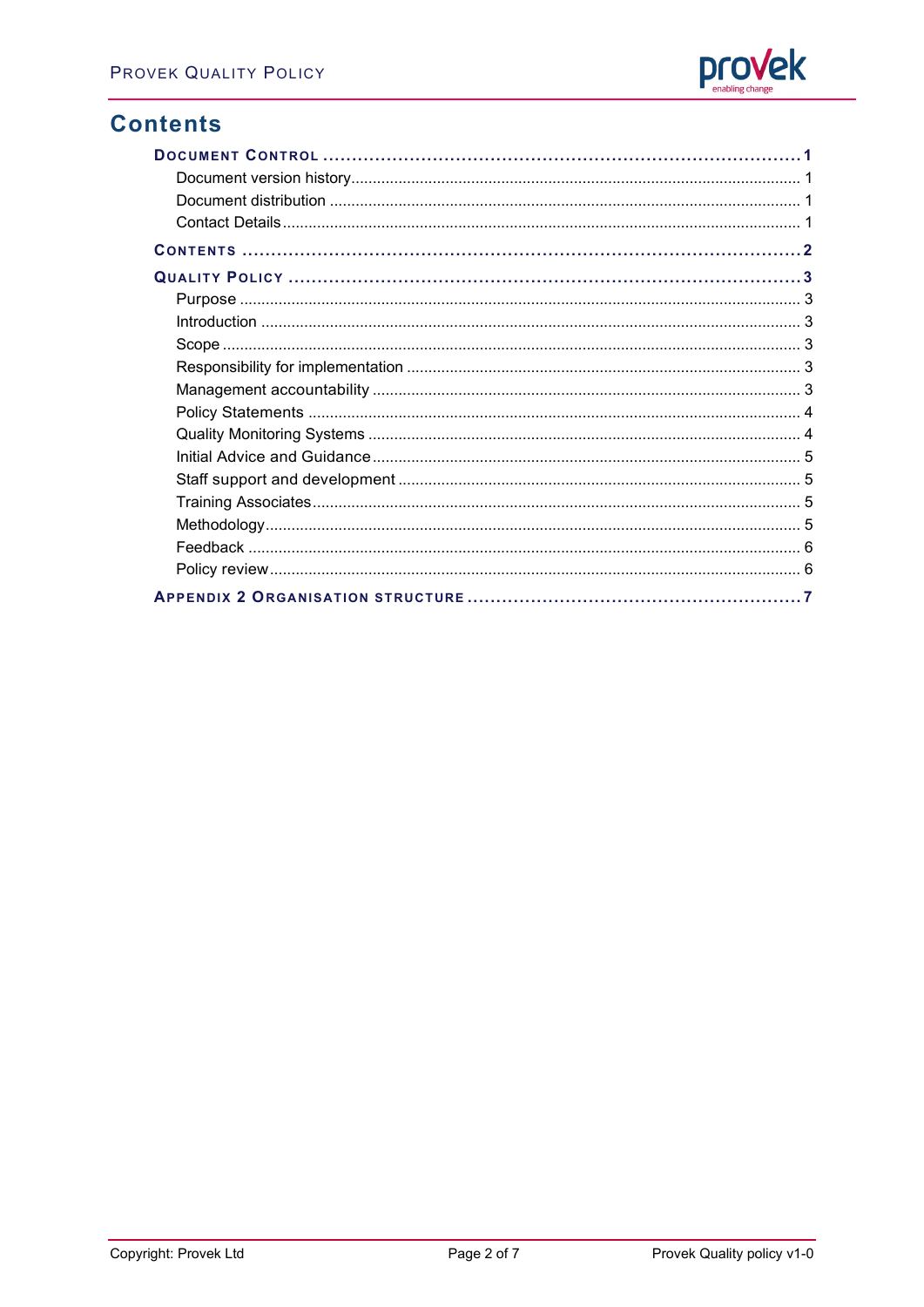# Contents

**DOCUMENT CONTROL** .......... 1

- Document version history .......... 1
- Document distribution .......... 1
- Contact Details .......... 1

**CONTENTS** .......... 2

**QUALITY POLICY** .......... 3

- Purpose .......... 3
- Introduction .......... 3
- Scope .......... 3
- Responsibility for implementation .......... 3
- Management accountability .......... 3
- Policy Statements .......... 4
- Quality Monitoring Systems .......... 4
- Initial Advice and Guidance .......... 5
- Staff support and development .......... 5
- Training Associates .......... 5
- Methodology .......... 5
- Feedback .......... 6
- Policy review .......... 6

**APPENDIX 2 ORGANISATION STRUCTURE** .......... 7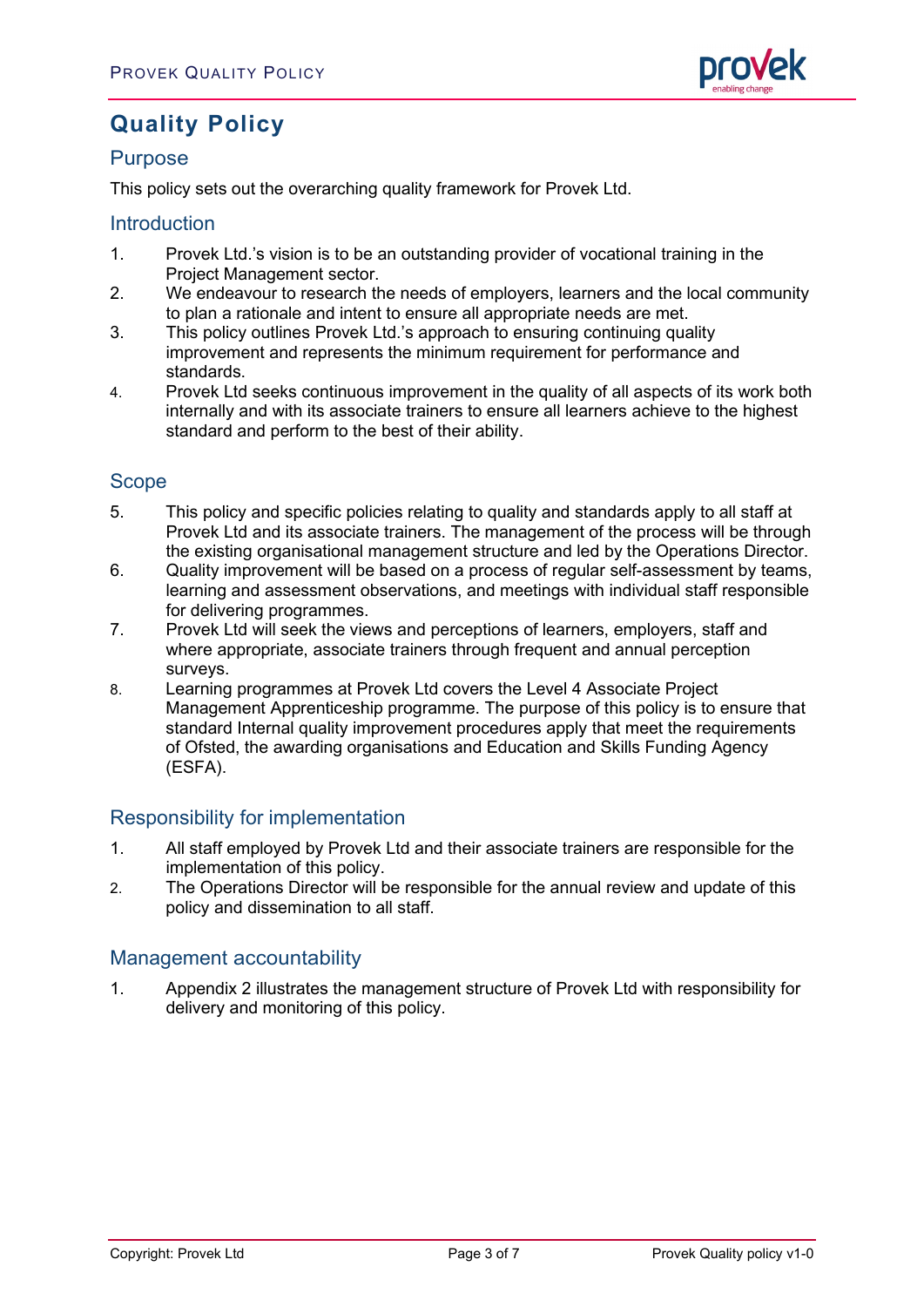# Quality Policy

## Purpose

This policy sets out the overarching quality framework for Provek Ltd.

## Introduction

1. Provek Ltd.'s vision is to be an outstanding provider of vocational training in the Project Management sector.
2. We endeavour to research the needs of employers, learners and the local community to plan a rationale and intent to ensure all appropriate needs are met.
3. This policy outlines Provek Ltd.'s approach to ensuring continuing quality improvement and represents the minimum requirement for performance and standards.
4. Provek Ltd seeks continuous improvement in the quality of all aspects of its work both internally and with its associate trainers to ensure all learners achieve to the highest standard and perform to the best of their ability.

## Scope

5. This policy and specific policies relating to quality and standards apply to all staff at Provek Ltd and its associate trainers. The management of the process will be through the existing organisational management structure and led by the Operations Director.
6. Quality improvement will be based on a process of regular self-assessment by teams, learning and assessment observations, and meetings with individual staff responsible for delivering programmes.
7. Provek Ltd will seek the views and perceptions of learners, employers, staff and where appropriate, associate trainers through frequent and annual perception surveys.
8. Learning programmes at Provek Ltd covers the Level 4 Associate Project Management Apprenticeship programme. The purpose of this policy is to ensure that standard Internal quality improvement procedures apply that meet the requirements of Ofsted, the awarding organisations and Education and Skills Funding Agency (ESFA).

## Responsibility for implementation

1. All staff employed by Provek Ltd and their associate trainers are responsible for the implementation of this policy.
2. The Operations Director will be responsible for the annual review and update of this policy and dissemination to all staff.

## Management accountability

1. Appendix 2 illustrates the management structure of Provek Ltd with responsibility for delivery and monitoring of this policy.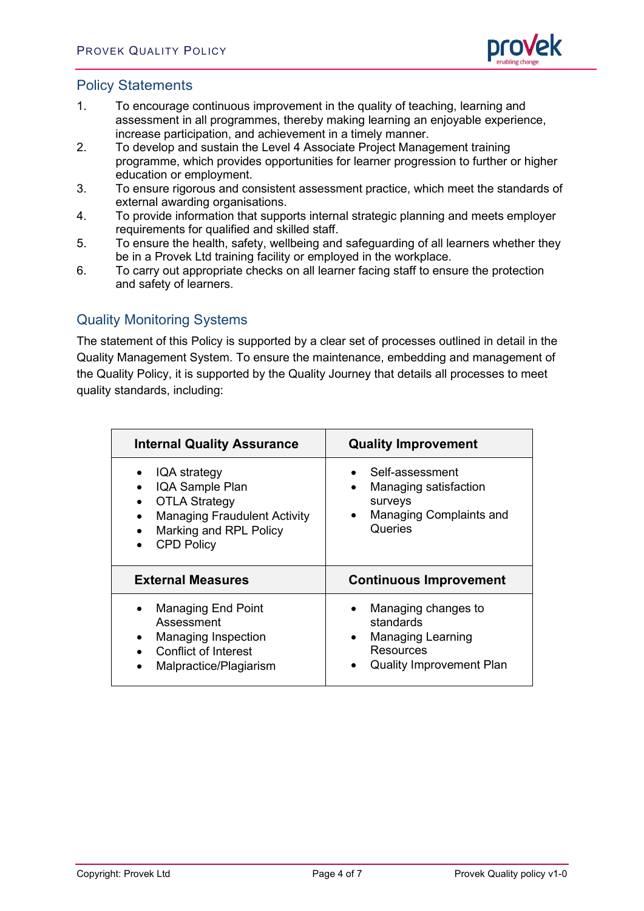## Policy Statements

1. To encourage continuous improvement in the quality of teaching, learning and assessment in all programmes, thereby making learning an enjoyable experience, increase participation, and achievement in a timely manner.
2. To develop and sustain the Level 4 Associate Project Management training programme, which provides opportunities for learner progression to further or higher education or employment.
3. To ensure rigorous and consistent assessment practice, which meet the standards of external awarding organisations.
4. To provide information that supports internal strategic planning and meets employer requirements for qualified and skilled staff.
5. To ensure the health, safety, wellbeing and safeguarding of all learners whether they be in a Provek Ltd training facility or employed in the workplace.
6. To carry out appropriate checks on all learner facing staff to ensure the protection and safety of learners.

## Quality Monitoring Systems

The statement of this Policy is supported by a clear set of processes outlined in detail in the Quality Management System. To ensure the maintenance, embedding and management of the Quality Policy, it is supported by the Quality Journey that details all processes to meet quality standards, including:

| **Internal Quality Assurance** | **Quality Improvement** |
|---|---|
| • IQA strategy<br>• IQA Sample Plan<br>• OTLA Strategy<br>• Managing Fraudulent Activity<br>• Marking and RPL Policy<br>• CPD Policy | • Self-assessment<br>• Managing satisfaction surveys<br>• Managing Complaints and Queries |
| **External Measures** | **Continuous Improvement** |
| • Managing End Point Assessment<br>• Managing Inspection<br>• Conflict of Interest<br>• Malpractice/Plagiarism | • Managing changes to standards<br>• Managing Learning Resources<br>• Quality Improvement Plan |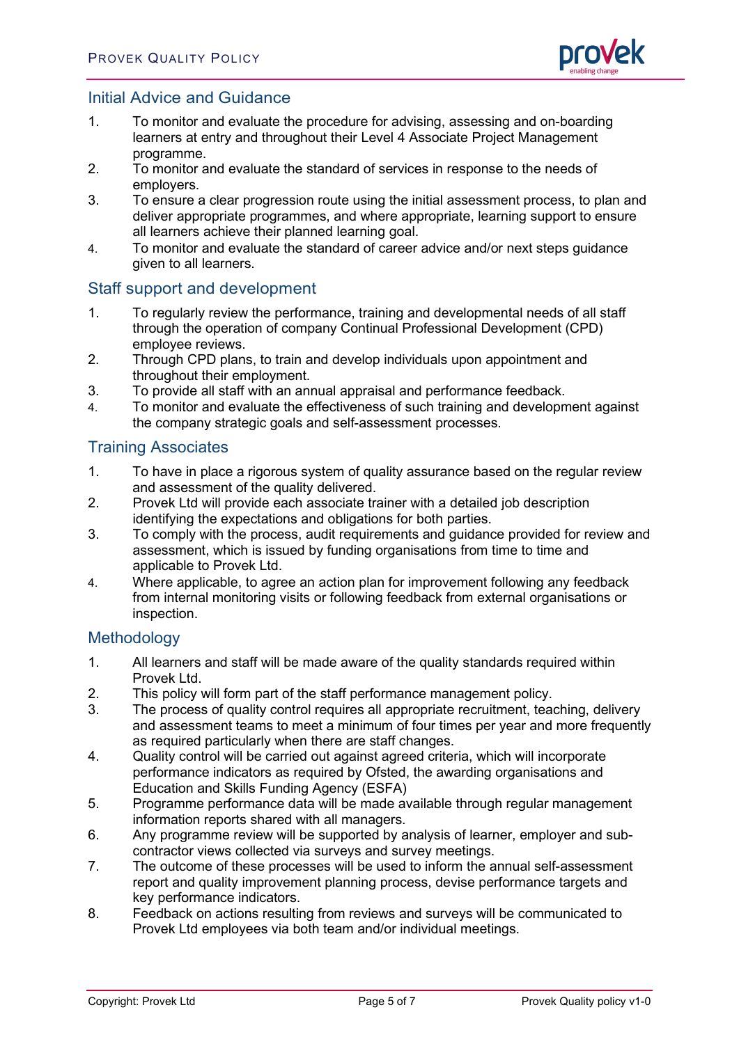## Initial Advice and Guidance

1. To monitor and evaluate the procedure for advising, assessing and on-boarding learners at entry and throughout their Level 4 Associate Project Management programme.
2. To monitor and evaluate the standard of services in response to the needs of employers.
3. To ensure a clear progression route using the initial assessment process, to plan and deliver appropriate programmes, and where appropriate, learning support to ensure all learners achieve their planned learning goal.
4. To monitor and evaluate the standard of career advice and/or next steps guidance given to all learners.

## Staff support and development

1. To regularly review the performance, training and developmental needs of all staff through the operation of company Continual Professional Development (CPD) employee reviews.
2. Through CPD plans, to train and develop individuals upon appointment and throughout their employment.
3. To provide all staff with an annual appraisal and performance feedback.
4. To monitor and evaluate the effectiveness of such training and development against the company strategic goals and self-assessment processes.

## Training Associates

1. To have in place a rigorous system of quality assurance based on the regular review and assessment of the quality delivered.
2. Provek Ltd will provide each associate trainer with a detailed job description identifying the expectations and obligations for both parties.
3. To comply with the process, audit requirements and guidance provided for review and assessment, which is issued by funding organisations from time to time and applicable to Provek Ltd.
4. Where applicable, to agree an action plan for improvement following any feedback from internal monitoring visits or following feedback from external organisations or inspection.

## Methodology

1. All learners and staff will be made aware of the quality standards required within Provek Ltd.
2. This policy will form part of the staff performance management policy.
3. The process of quality control requires all appropriate recruitment, teaching, delivery and assessment teams to meet a minimum of four times per year and more frequently as required particularly when there are staff changes.
4. Quality control will be carried out against agreed criteria, which will incorporate performance indicators as required by Ofsted, the awarding organisations and Education and Skills Funding Agency (ESFA)
5. Programme performance data will be made available through regular management information reports shared with all managers.
6. Any programme review will be supported by analysis of learner, employer and sub-contractor views collected via surveys and survey meetings.
7. The outcome of these processes will be used to inform the annual self-assessment report and quality improvement planning process, devise performance targets and key performance indicators.
8. Feedback on actions resulting from reviews and surveys will be communicated to Provek Ltd employees via both team and/or individual meetings.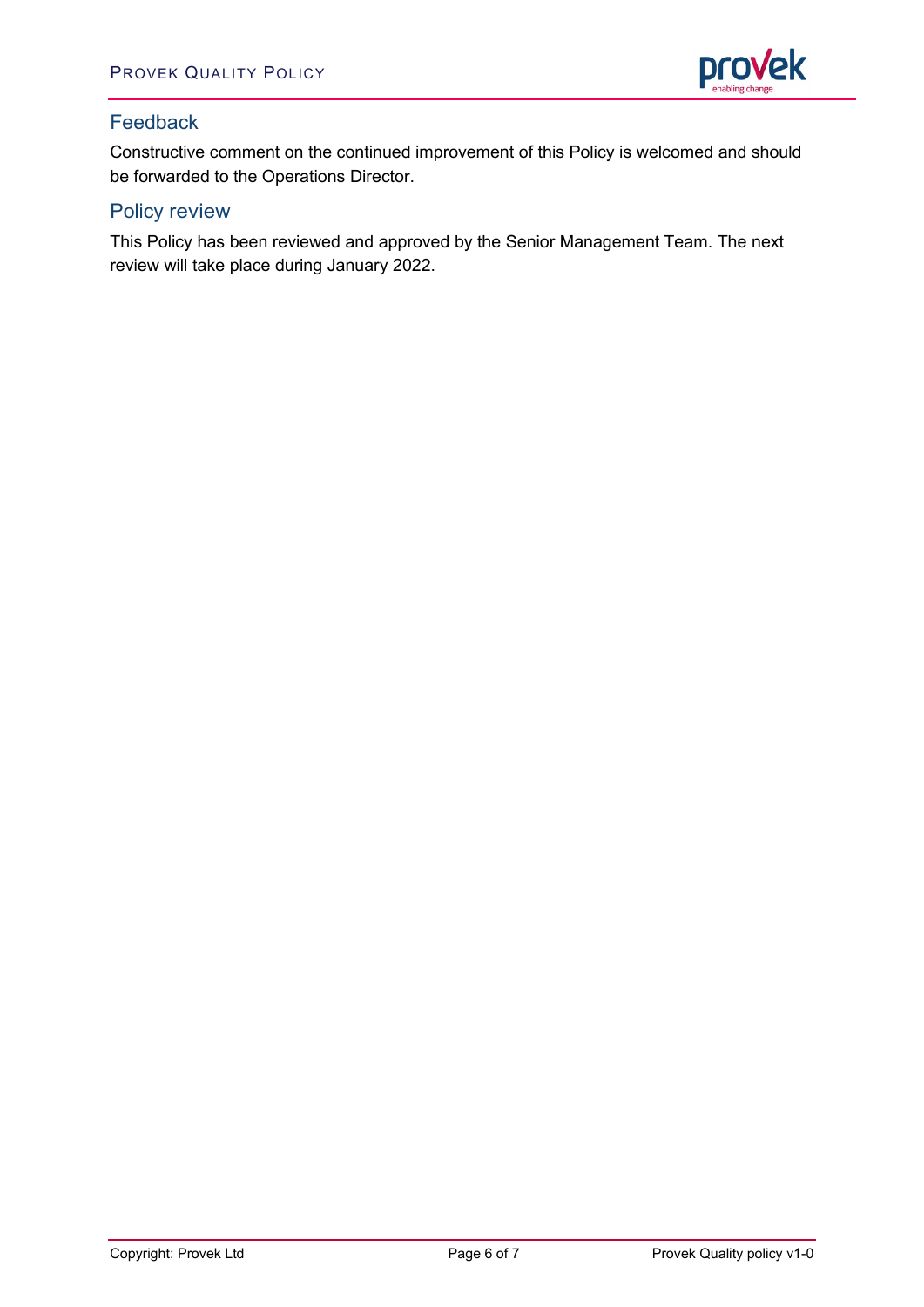## Feedback

Constructive comment on the continued improvement of this Policy is welcomed and should be forwarded to the Operations Director.

## Policy review

This Policy has been reviewed and approved by the Senior Management Team. The next review will take place during January 2022.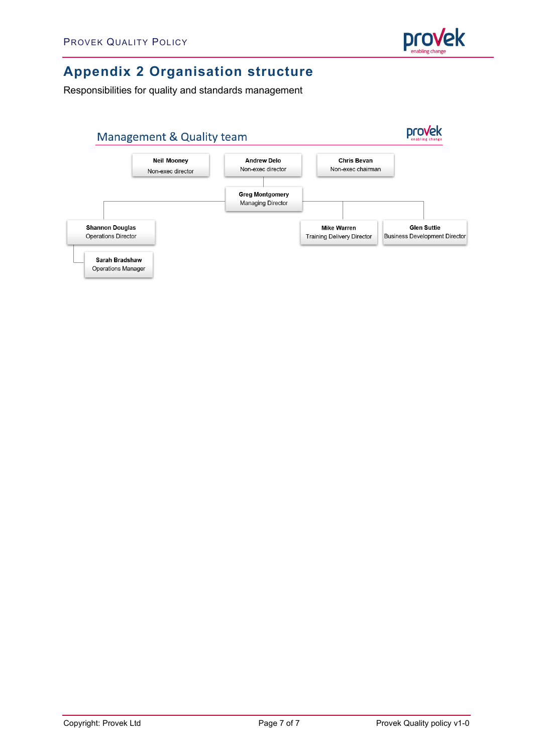## Appendix 2 Organisation structure

Responsibilities for quality and standards management

Management & Quality team

**Neil Mooney**
Non-exec director

**Andrew Delo**
Non-exec director

**Chris Bevan**
Non-exec chairman

**Greg Montgomery**
Managing Director

**Shannon Douglas**
Operations Director

**Sarah Bradshaw**
Operations Manager

**Mike Warren**
Training Delivery Director

**Glen Suttie**
Business Development Director